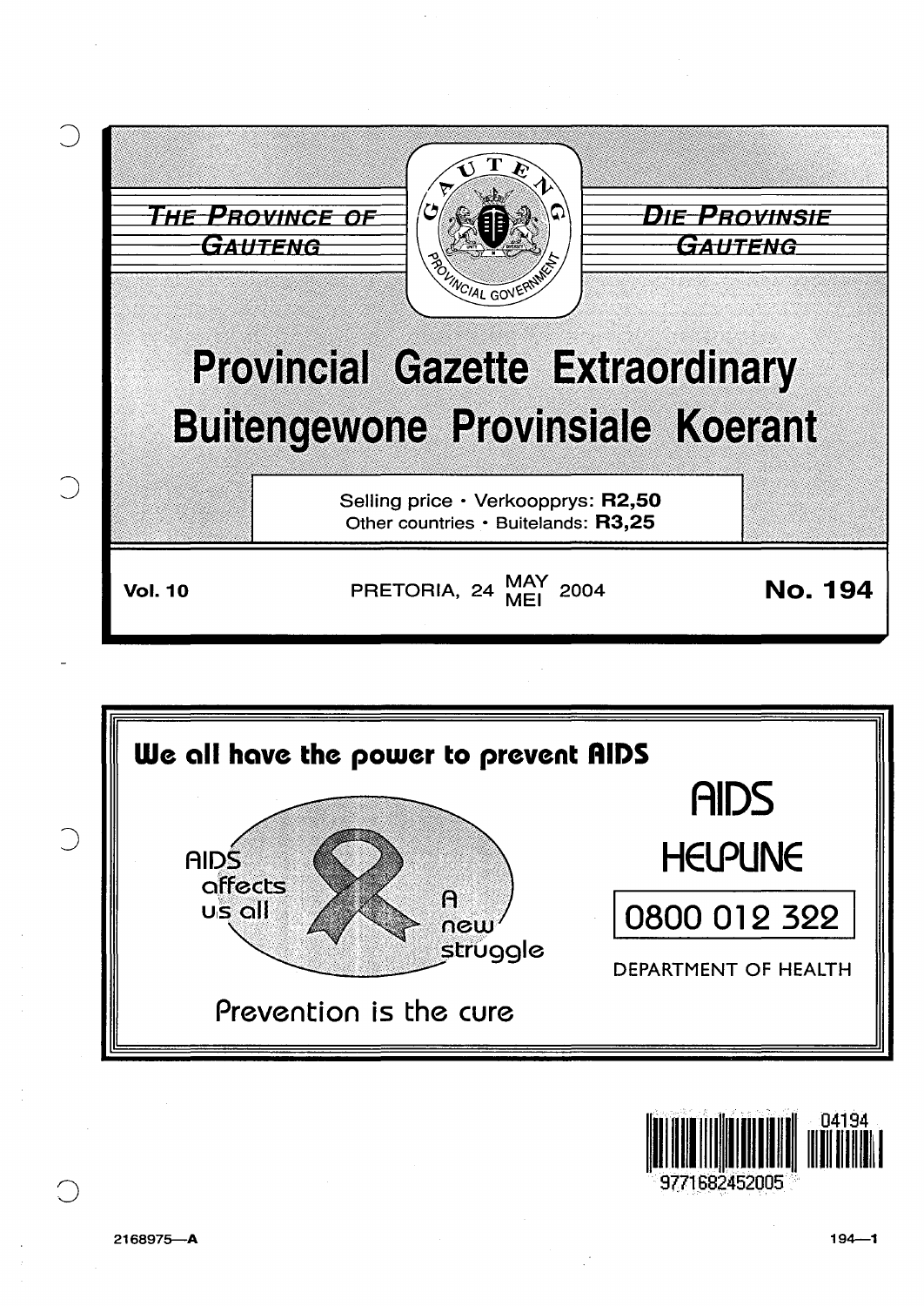THE PROVINCE OF GAUTENG

DIE PROVINSIE GAUTENG

# Provincial Gazette Extraordinary
# Buitengewone Provinsiale Koerant

Selling price · Verkoopprys: **R2,50**
Other countries · Buitelands: **R3,25**

**Vol. 10** PRETORIA, 24 MAY MEI 2004 **No. 194**

**We all have the power to prevent AIDS**

AIDS affects us all

A new struggle

Prevention is the cure

AIDS HELPLINE

0800 012 322

DEPARTMENT OF HEALTH

04194

9771682452005

2168975—A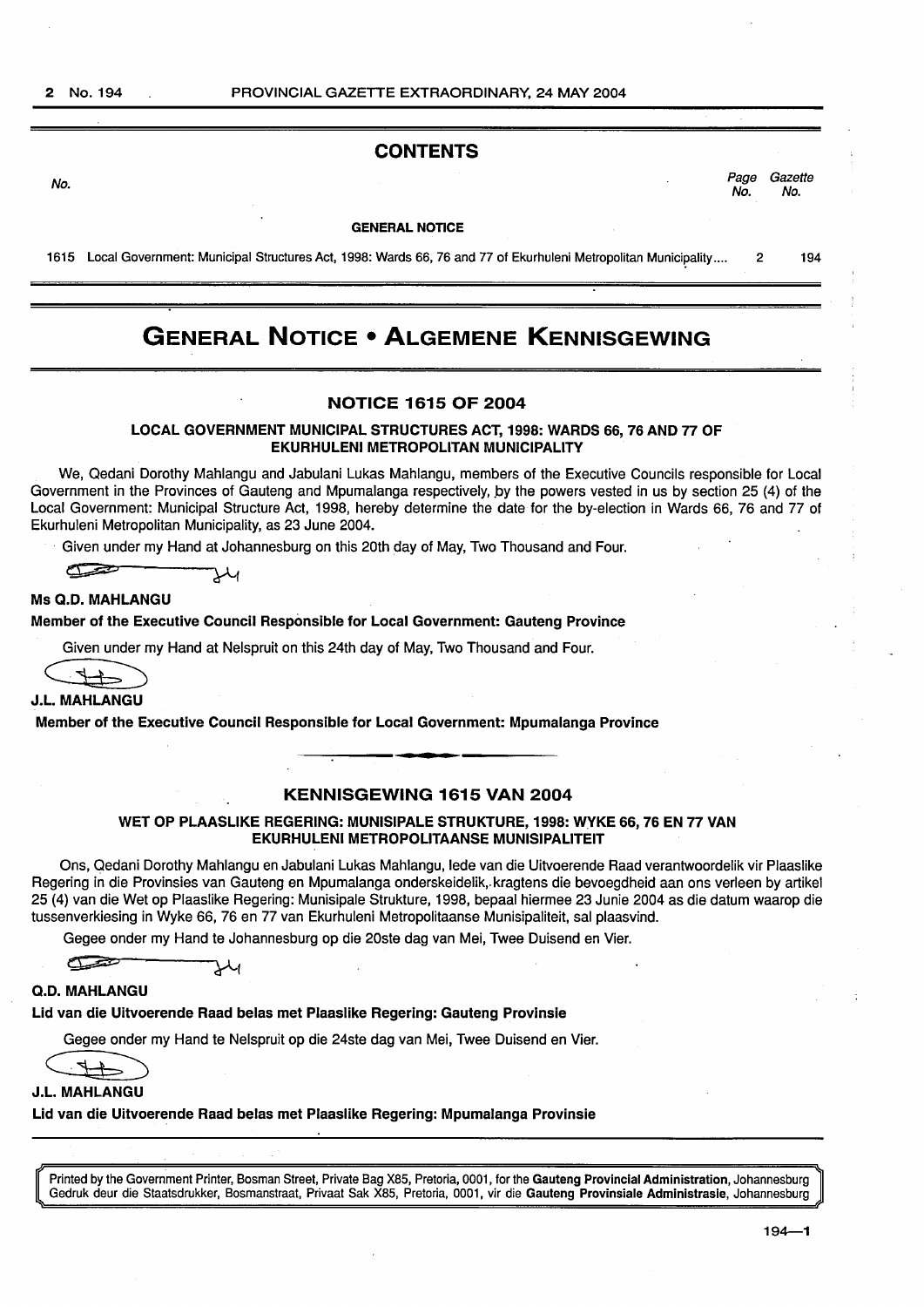## CONTENTS

| No. | | Page No. | Gazette No. |
|---|---|---|---|
| | **GENERAL NOTICE** | | |
| 1615 | Local Government: Municipal Structures Act, 1998: Wards 66, 76 and 77 of Ekurhuleni Metropolitan Municipality.... | 2 | 194 |

# GENERAL NOTICE • ALGEMENE KENNISGEWING

## NOTICE 1615 OF 2004

### LOCAL GOVERNMENT MUNICIPAL STRUCTURES ACT, 1998: WARDS 66, 76 AND 77 OF EKURHULENI METROPOLITAN MUNICIPALITY

We, Qedani Dorothy Mahlangu and Jabulani Lukas Mahlangu, members of the Executive Councils responsible for Local Government in the Provinces of Gauteng and Mpumalanga respectively, by the powers vested in us by section 25 (4) of the Local Government: Municipal Structure Act, 1998, hereby determine the date for the by-election in Wards 66, 76 and 77 of Ekurhuleni Metropolitan Municipality, as 23 June 2004.

Given under my Hand at Johannesburg on this 20th day of May, Two Thousand and Four.

**Ms Q.D. MAHLANGU**

**Member of the Executive Council Responsible for Local Government: Gauteng Province**

Given under my Hand at Nelspruit on this 24th day of May, Two Thousand and Four.

**J.L. MAHLANGU**

**Member of the Executive Council Responsible for Local Government: Mpumalanga Province**

## KENNISGEWING 1615 VAN 2004

### WET OP PLAASLIKE REGERING: MUNISIPALE STRUKTURE, 1998: WYKE 66, 76 EN 77 VAN EKURHULENI METROPOLITAANSE MUNISIPALITEIT

Ons, Qedani Dorothy Mahlangu en Jabulani Lukas Mahlangu, lede van die Uitvoerende Raad verantwoordelik vir Plaaslike Regering in die Provinsies van Gauteng en Mpumalanga onderskeidelik, kragtens die bevoegdheid aan ons verleen by artikel 25 (4) van die Wet op Plaaslike Regering: Munisipale Strukture, 1998, bepaal hiermee 23 Junie 2004 as die datum waarop die tussenverkiesing in Wyke 66, 76 en 77 van Ekurhuleni Metropolitaanse Munisipaliteit, sal plaasvind.

Gegee onder my Hand te Johannesburg op die 20ste dag van Mei, Twee Duisend en Vier.

**Q.D. MAHLANGU**

**Lid van die Uitvoerende Raad belas met Plaaslike Regering: Gauteng Provinsie**

Gegee onder my Hand te Nelspruit op die 24ste dag van Mei, Twee Duisend en Vier.

**J.L. MAHLANGU**

**Lid van die Uitvoerende Raad belas met Plaaslike Regering: Mpumalanga Provinsie**

Printed by the Government Printer, Bosman Street, Private Bag X85, Pretoria, 0001, for the **Gauteng Provincial Administration**, Johannesburg
Gedruk deur die Staatsdrukker, Bosmanstraat, Privaat Sak X85, Pretoria, 0001, vir die **Gauteng Provinsiale Administrasie**, Johannesburg